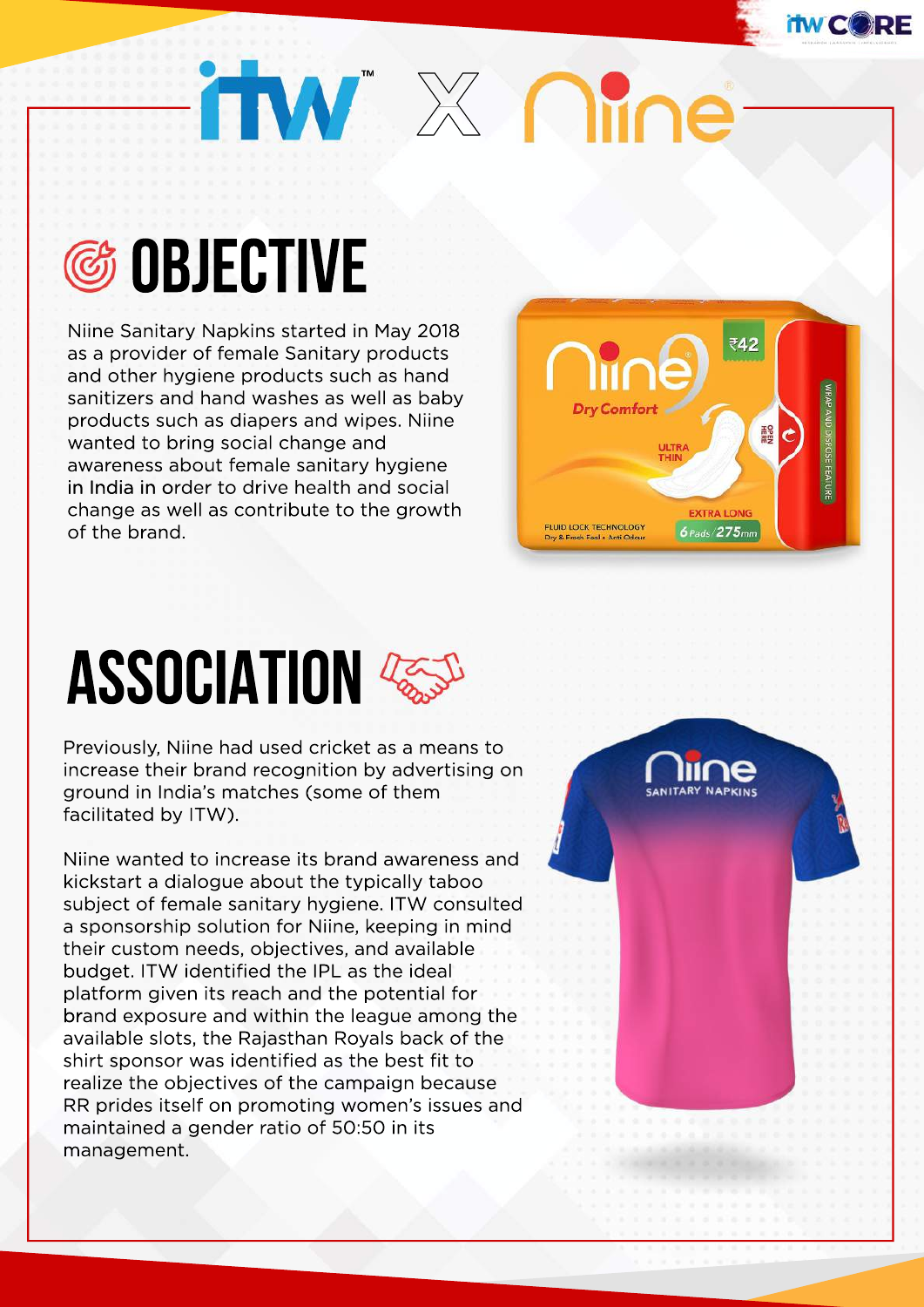# itw X Niine

## OBJECTIVE

Niine Sanitary Napkins started in May 2018 as a provider of female Sanitary products and other hygiene products such as hand sanitizers and hand washes as well as baby products such as diapers and wipes. Niine wanted to bring social change and awareness about female sanitary hygiene in India in order to drive health and social change as well as contribute to the growth of the brand.

## ASSOCIATION

Previously, Niine had used cricket as a means to increase their brand recognition by advertising on ground in India's matches (some of them facilitated by ITW).

Niine wanted to increase its brand awareness and kickstart a dialogue about the typically taboo subject of female sanitary hygiene. ITW consulted a sponsorship solution for Niine, keeping in mind their custom needs, objectives, and available budget. ITW identified the IPL as the ideal platform given its reach and the potential for brand exposure and within the league among the available slots, the Rajasthan Royals back of the shirt sponsor was identified as the best fit to realize the objectives of the campaign because RR prides itself on promoting women's issues and maintained a gender ratio of 50:50 in its management.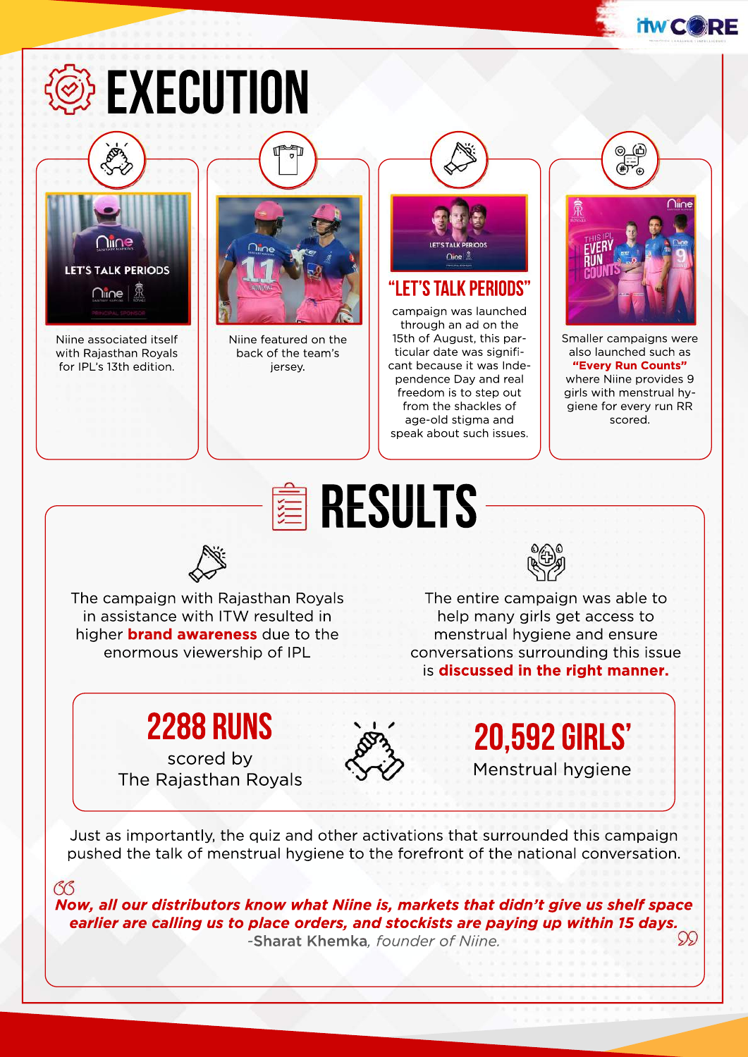# EXECUTION

Niine associated itself with Rajasthan Royals for IPL's 13th edition.

Niine featured on the back of the team's jersey.

**"LET'S TALK PERIODS"** campaign was launched through an ad on the 15th of August, this particular date was significant because it was Independence Day and real freedom is to step out from the shackles of age-old stigma and speak about such issues.

Smaller campaigns were also launched such as **"Every Run Counts"** where Niine provides 9 girls with menstrual hygiene for every run RR scored.

# RESULTS

The campaign with Rajasthan Royals in assistance with ITW resulted in higher **brand awareness** due to the enormous viewership of IPL

The entire campaign was able to help many girls get access to menstrual hygiene and ensure conversations surrounding this issue is **discussed in the right manner.**

**2288 RUNS**
scored by
The Rajasthan Royals

**20,592 GIRLS'**
Menstrual hygiene

Just as importantly, the quiz and other activations that surrounded this campaign pushed the talk of menstrual hygiene to the forefront of the national conversation.

> ***Now, all our distributors know what Niine is, markets that didn't give us shelf space earlier are calling us to place orders, and stockists are paying up within 15 days.***
>
> -**Sharat Khemka**, *founder of Niine.*